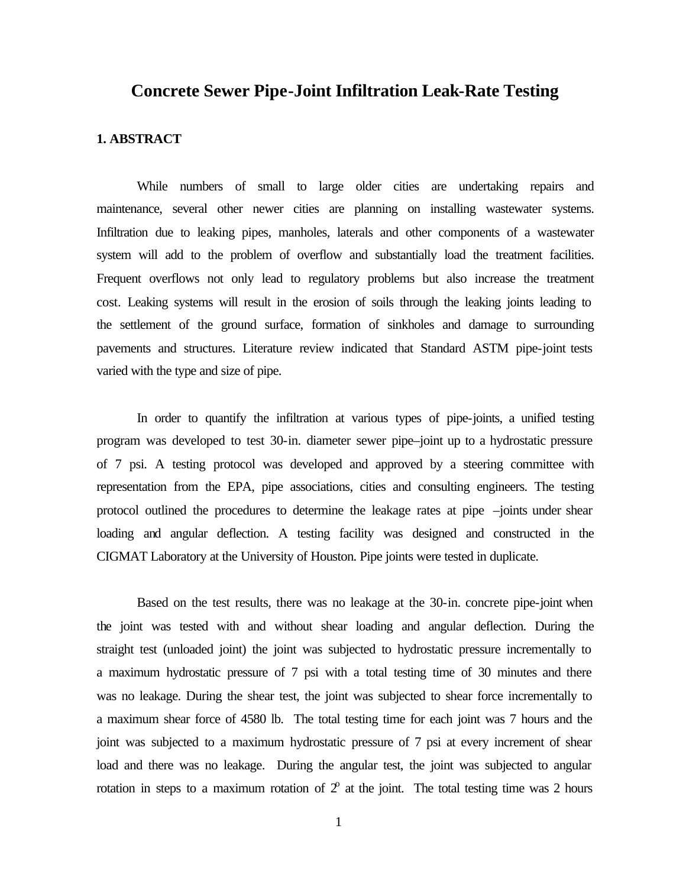# Concrete Sewer Pipe-Joint Infiltration Leak-Rate Testing

## 1. ABSTRACT

While numbers of small to large older cities are undertaking repairs and maintenance, several other newer cities are planning on installing wastewater systems. Infiltration due to leaking pipes, manholes, laterals and other components of a wastewater system will add to the problem of overflow and substantially load the treatment facilities. Frequent overflows not only lead to regulatory problems but also increase the treatment cost. Leaking systems will result in the erosion of soils through the leaking joints leading to the settlement of the ground surface, formation of sinkholes and damage to surrounding pavements and structures. Literature review indicated that Standard ASTM pipe-joint tests varied with the type and size of pipe.

In order to quantify the infiltration at various types of pipe-joints, a unified testing program was developed to test 30-in. diameter sewer pipe–joint up to a hydrostatic pressure of 7 psi. A testing protocol was developed and approved by a steering committee with representation from the EPA, pipe associations, cities and consulting engineers. The testing protocol outlined the procedures to determine the leakage rates at pipe –joints under shear loading and angular deflection. A testing facility was designed and constructed in the CIGMAT Laboratory at the University of Houston. Pipe joints were tested in duplicate.

Based on the test results, there was no leakage at the 30-in. concrete pipe-joint when the joint was tested with and without shear loading and angular deflection. During the straight test (unloaded joint) the joint was subjected to hydrostatic pressure incrementally to a maximum hydrostatic pressure of 7 psi with a total testing time of 30 minutes and there was no leakage. During the shear test, the joint was subjected to shear force incrementally to a maximum shear force of 4580 lb. The total testing time for each joint was 7 hours and the joint was subjected to a maximum hydrostatic pressure of 7 psi at every increment of shear load and there was no leakage. During the angular test, the joint was subjected to angular rotation in steps to a maximum rotation of $2^o$ at the joint. The total testing time was 2 hours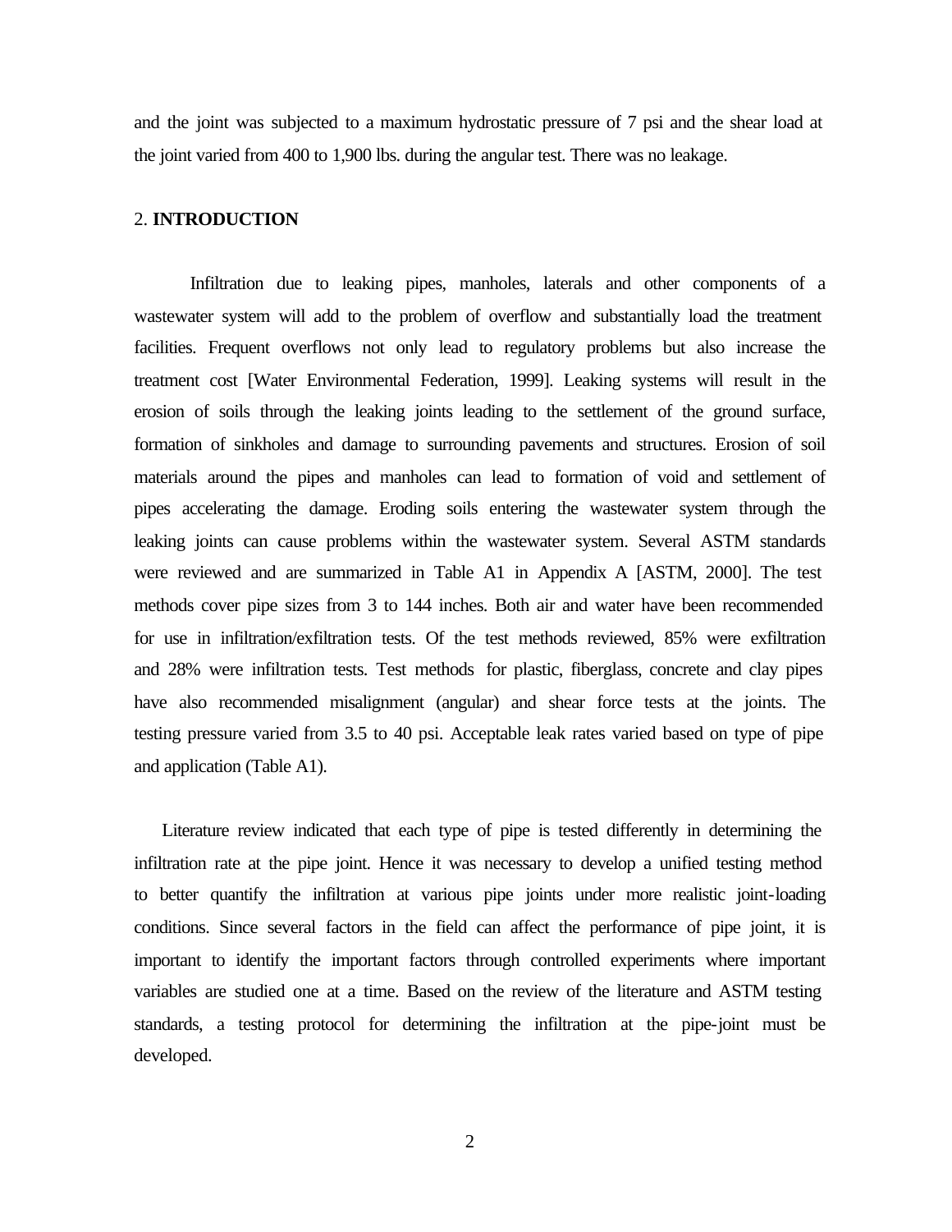and the joint was subjected to a maximum hydrostatic pressure of 7 psi and the shear load at the joint varied from 400 to 1,900 lbs. during the angular test. There was no leakage.

## 2. **INTRODUCTION**

Infiltration due to leaking pipes, manholes, laterals and other components of a wastewater system will add to the problem of overflow and substantially load the treatment facilities. Frequent overflows not only lead to regulatory problems but also increase the treatment cost [Water Environmental Federation, 1999]. Leaking systems will result in the erosion of soils through the leaking joints leading to the settlement of the ground surface, formation of sinkholes and damage to surrounding pavements and structures. Erosion of soil materials around the pipes and manholes can lead to formation of void and settlement of pipes accelerating the damage. Eroding soils entering the wastewater system through the leaking joints can cause problems within the wastewater system. Several ASTM standards were reviewed and are summarized in Table A1 in Appendix A [ASTM, 2000]. The test methods cover pipe sizes from 3 to 144 inches. Both air and water have been recommended for use in infiltration/exfiltration tests. Of the test methods reviewed, 85% were exfiltration and 28% were infiltration tests. Test methods for plastic, fiberglass, concrete and clay pipes have also recommended misalignment (angular) and shear force tests at the joints. The testing pressure varied from 3.5 to 40 psi. Acceptable leak rates varied based on type of pipe and application (Table A1).

Literature review indicated that each type of pipe is tested differently in determining the infiltration rate at the pipe joint. Hence it was necessary to develop a unified testing method to better quantify the infiltration at various pipe joints under more realistic joint-loading conditions. Since several factors in the field can affect the performance of pipe joint, it is important to identify the important factors through controlled experiments where important variables are studied one at a time. Based on the review of the literature and ASTM testing standards, a testing protocol for determining the infiltration at the pipe-joint must be developed.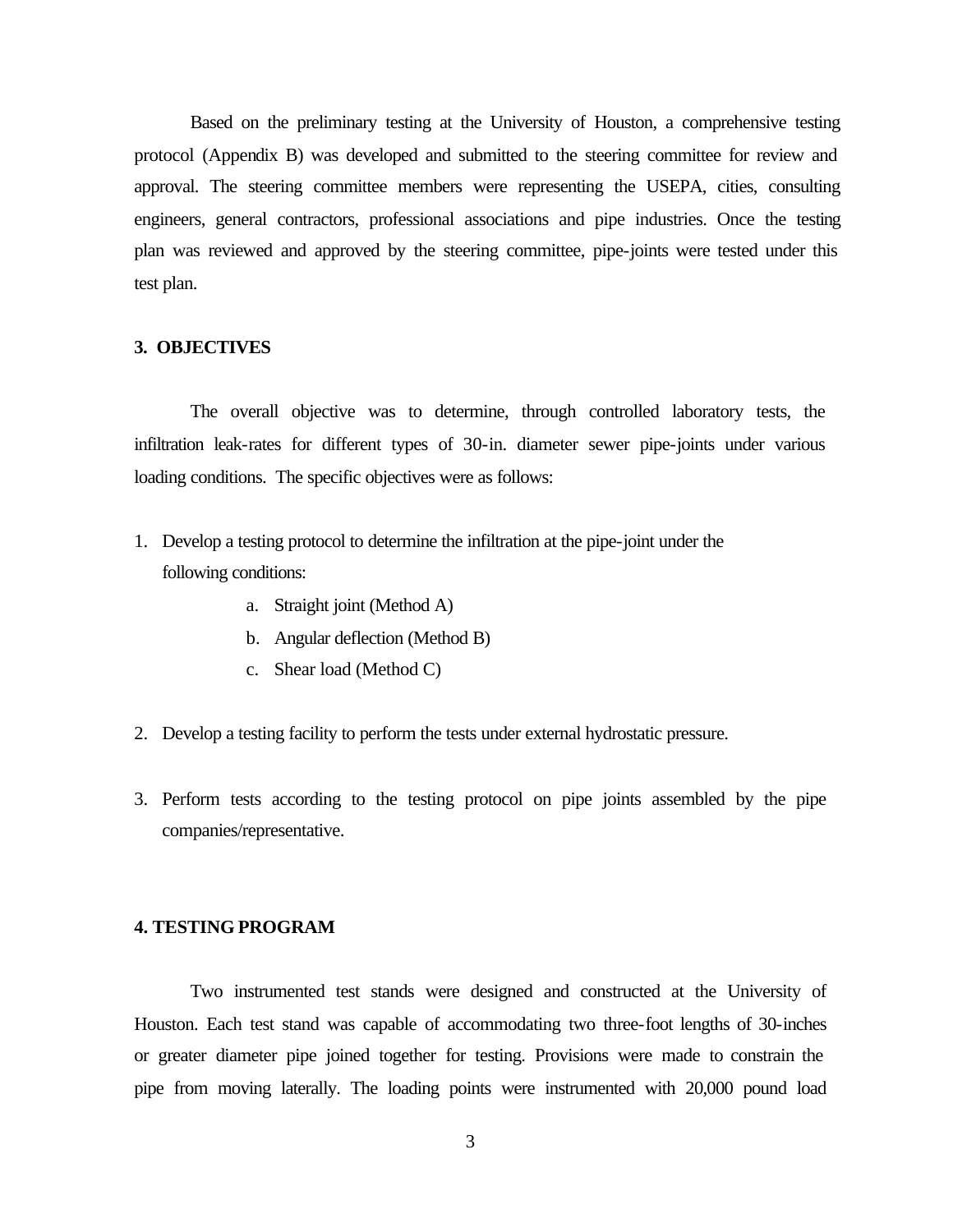Based on the preliminary testing at the University of Houston, a comprehensive testing protocol (Appendix B) was developed and submitted to the steering committee for review and approval. The steering committee members were representing the USEPA, cities, consulting engineers, general contractors, professional associations and pipe industries. Once the testing plan was reviewed and approved by the steering committee, pipe-joints were tested under this test plan.

## 3. OBJECTIVES

The overall objective was to determine, through controlled laboratory tests, the infiltration leak-rates for different types of 30-in. diameter sewer pipe-joints under various loading conditions. The specific objectives were as follows:

1. Develop a testing protocol to determine the infiltration at the pipe-joint under the following conditions:
    a. Straight joint (Method A)
    b. Angular deflection (Method B)
    c. Shear load (Method C)

2. Develop a testing facility to perform the tests under external hydrostatic pressure.

3. Perform tests according to the testing protocol on pipe joints assembled by the pipe companies/representative.

## 4. TESTING PROGRAM

Two instrumented test stands were designed and constructed at the University of Houston. Each test stand was capable of accommodating two three-foot lengths of 30-inches or greater diameter pipe joined together for testing. Provisions were made to constrain the pipe from moving laterally. The loading points were instrumented with 20,000 pound load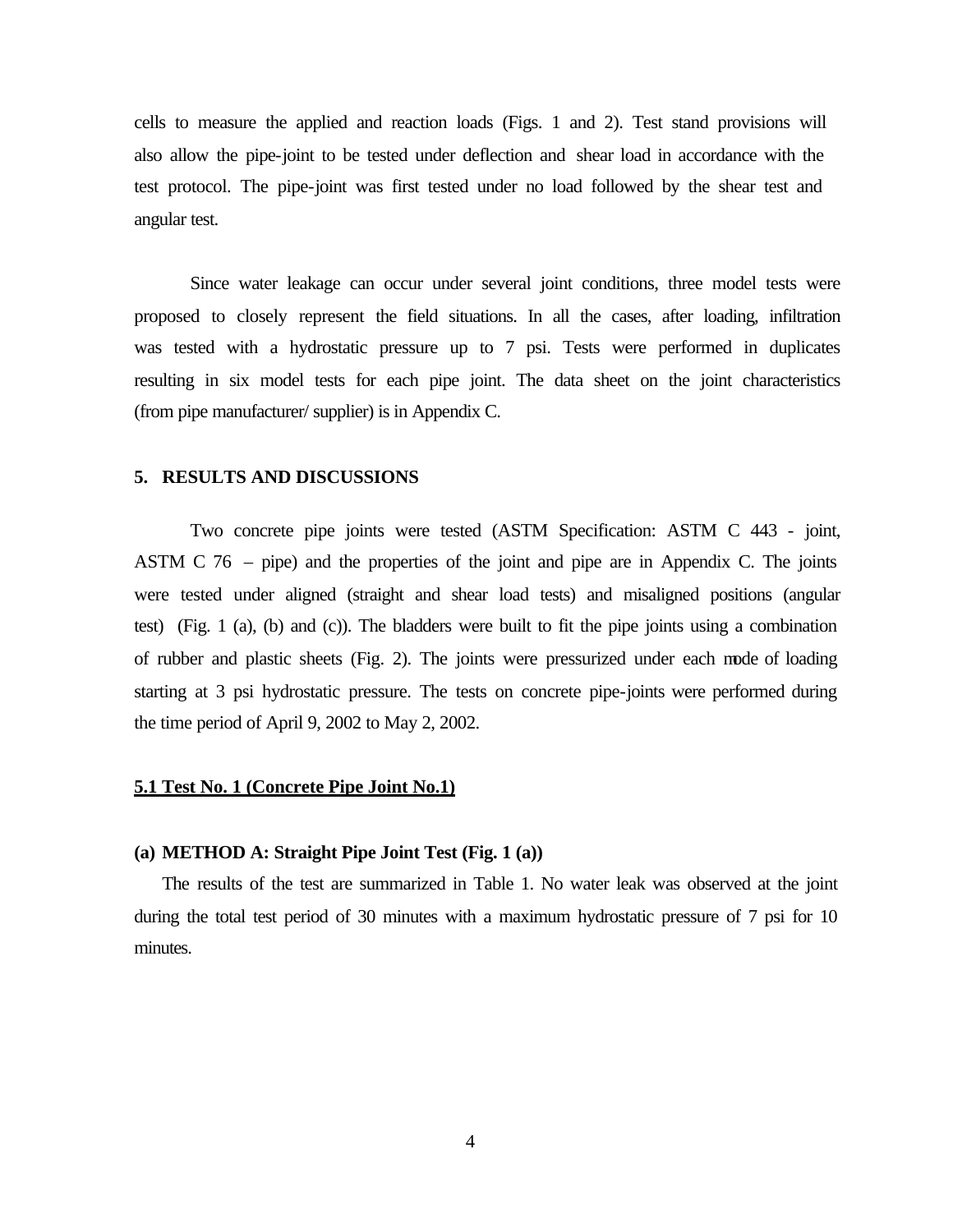cells to measure the applied and reaction loads (Figs. 1 and 2). Test stand provisions will also allow the pipe-joint to be tested under deflection and shear load in accordance with the test protocol. The pipe-joint was first tested under no load followed by the shear test and angular test.

Since water leakage can occur under several joint conditions, three model tests were proposed to closely represent the field situations. In all the cases, after loading, infiltration was tested with a hydrostatic pressure up to 7 psi. Tests were performed in duplicates resulting in six model tests for each pipe joint. The data sheet on the joint characteristics (from pipe manufacturer/ supplier) is in Appendix C.

## 5. RESULTS AND DISCUSSIONS

Two concrete pipe joints were tested (ASTM Specification: ASTM C 443 - joint, ASTM C 76 – pipe) and the properties of the joint and pipe are in Appendix C. The joints were tested under aligned (straight and shear load tests) and misaligned positions (angular test) (Fig. 1 (a), (b) and (c)). The bladders were built to fit the pipe joints using a combination of rubber and plastic sheets (Fig. 2). The joints were pressurized under each mode of loading starting at 3 psi hydrostatic pressure. The tests on concrete pipe-joints were performed during the time period of April 9, 2002 to May 2, 2002.

### 5.1 Test No. 1 (Concrete Pipe Joint No.1)

#### (a) METHOD A: Straight Pipe Joint Test (Fig. 1 (a))

The results of the test are summarized in Table 1. No water leak was observed at the joint during the total test period of 30 minutes with a maximum hydrostatic pressure of 7 psi for 10 minutes.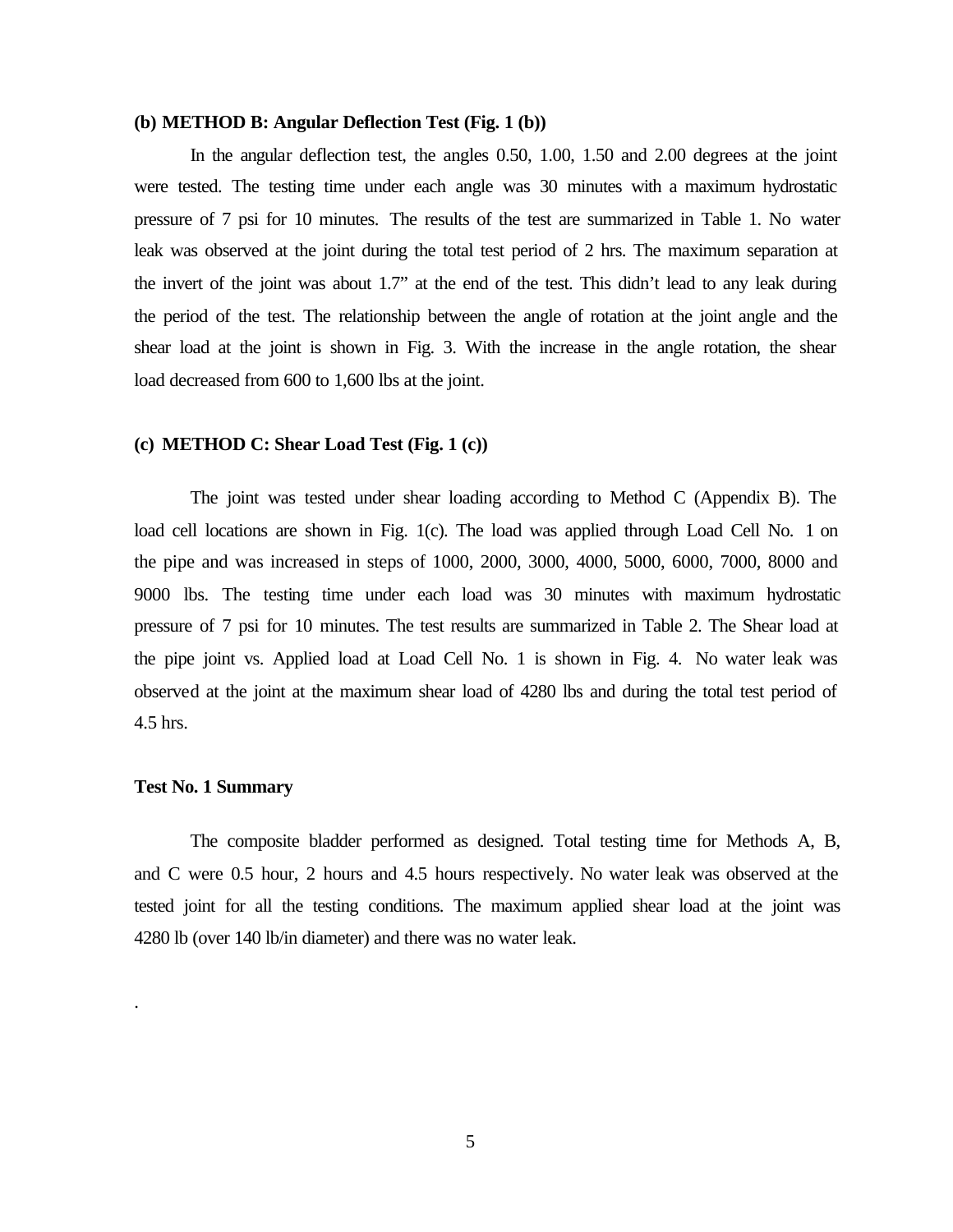**(b) METHOD B: Angular Deflection Test (Fig. 1 (b))**

In the angular deflection test, the angles 0.50, 1.00, 1.50 and 2.00 degrees at the joint were tested. The testing time under each angle was 30 minutes with a maximum hydrostatic pressure of 7 psi for 10 minutes. The results of the test are summarized in Table 1. No water leak was observed at the joint during the total test period of 2 hrs. The maximum separation at the invert of the joint was about 1.7" at the end of the test. This didn't lead to any leak during the period of the test. The relationship between the angle of rotation at the joint angle and the shear load at the joint is shown in Fig. 3. With the increase in the angle rotation, the shear load decreased from 600 to 1,600 lbs at the joint.

**(c) METHOD C: Shear Load Test (Fig. 1 (c))**

The joint was tested under shear loading according to Method C (Appendix B). The load cell locations are shown in Fig. 1(c). The load was applied through Load Cell No. 1 on the pipe and was increased in steps of 1000, 2000, 3000, 4000, 5000, 6000, 7000, 8000 and 9000 lbs. The testing time under each load was 30 minutes with maximum hydrostatic pressure of 7 psi for 10 minutes. The test results are summarized in Table 2. The Shear load at the pipe joint vs. Applied load at Load Cell No. 1 is shown in Fig. 4. No water leak was observed at the joint at the maximum shear load of 4280 lbs and during the total test period of 4.5 hrs.

**Test No. 1 Summary**

The composite bladder performed as designed. Total testing time for Methods A, B, and C were 0.5 hour, 2 hours and 4.5 hours respectively. No water leak was observed at the tested joint for all the testing conditions. The maximum applied shear load at the joint was 4280 lb (over 140 lb/in diameter) and there was no water leak.

.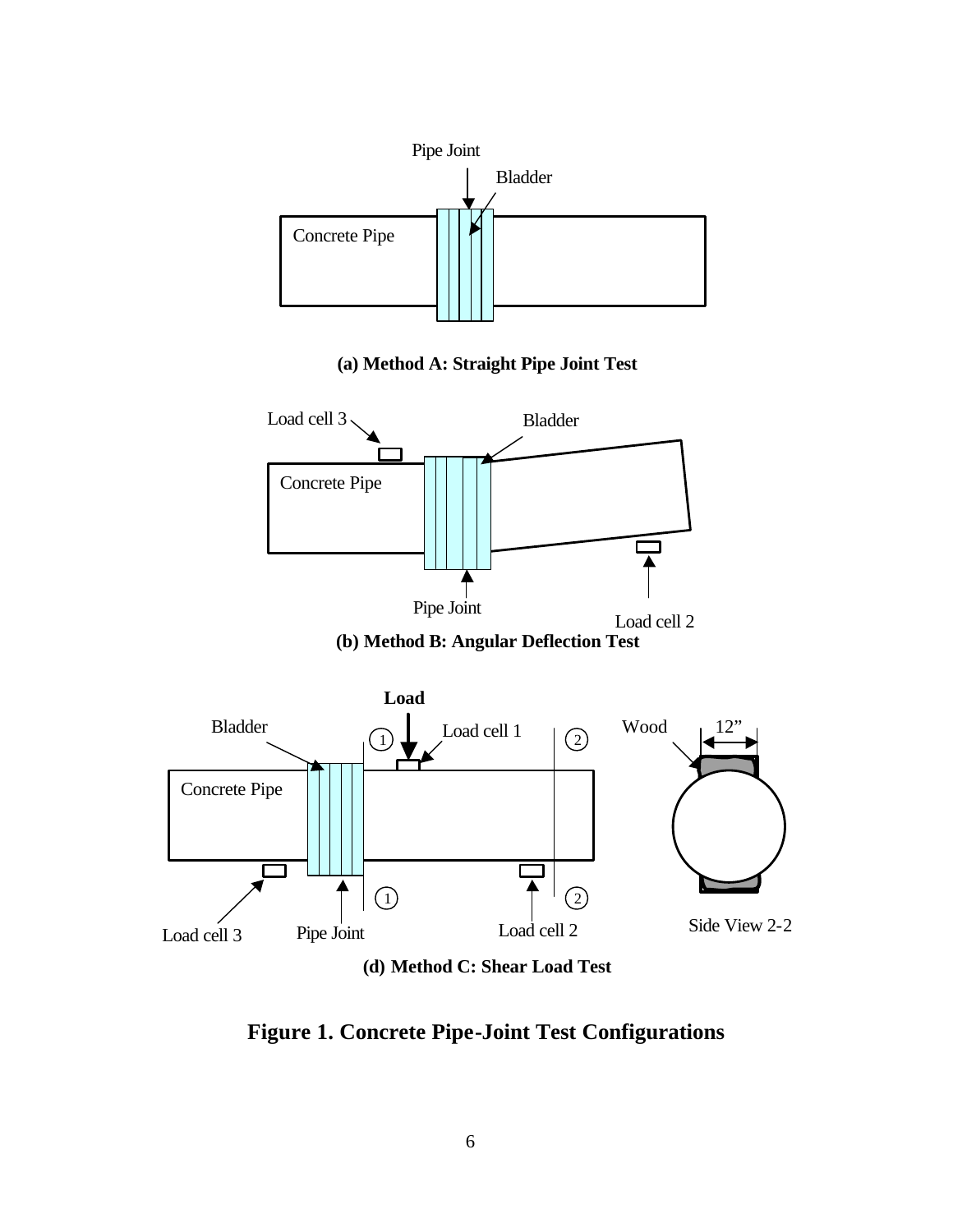Pipe Joint

Bladder

Concrete Pipe

**(a) Method A: Straight Pipe Joint Test**

Load cell 3

Bladder

Concrete Pipe

Pipe Joint

Load cell 2

**(b) Method B: Angular Deflection Test**

**Load**

Bladder

Load cell 1

Wood

12”

Concrete Pipe

Load cell 3

Pipe Joint

Load cell 2

Side View 2-2

**(d) Method C: Shear Load Test**

**Figure 1. Concrete Pipe-Joint Test Configurations**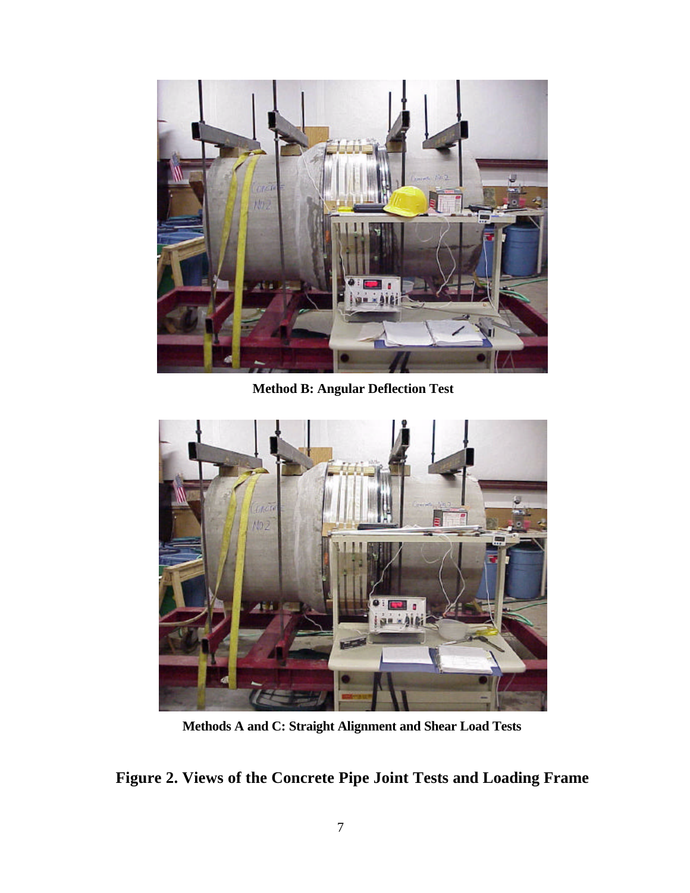**Method B: Angular Deflection Test**

**Methods A and C: Straight Alignment and Shear Load Tests**

**Figure 2. Views of the Concrete Pipe Joint Tests and Loading Frame**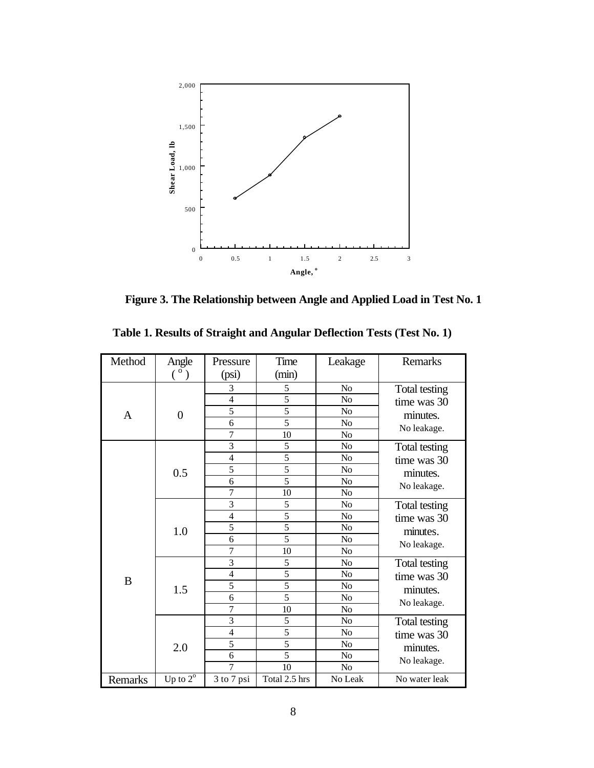**Figure 3. The Relationship between Angle and Applied Load in Test No. 1**

**Table 1. Results of Straight and Angular Deflection Tests (Test No. 1)**

| Method | Angle (°) | Pressure (psi) | Time (min) | Leakage | Remarks |
|---|---|---|---|---|---|
| A | 0 | 3 | 5 | No | Total testing time was 30 minutes. No leakage. |
| | | 4 | 5 | No | |
| | | 5 | 5 | No | |
| | | 6 | 5 | No | |
| | | 7 | 10 | No | |
| B | 0.5 | 3 | 5 | No | Total testing time was 30 minutes. No leakage. |
| | | 4 | 5 | No | |
| | | 5 | 5 | No | |
| | | 6 | 5 | No | |
| | | 7 | 10 | No | |
| | 1.0 | 3 | 5 | No | Total testing time was 30 minutes. No leakage. |
| | | 4 | 5 | No | |
| | | 5 | 5 | No | |
| | | 6 | 5 | No | |
| | | 7 | 10 | No | |
| | 1.5 | 3 | 5 | No | Total testing time was 30 minutes. No leakage. |
| | | 4 | 5 | No | |
| | | 5 | 5 | No | |
| | | 6 | 5 | No | |
| | | 7 | 10 | No | |
| | 2.0 | 3 | 5 | No | Total testing time was 30 minutes. No leakage. |
| | | 4 | 5 | No | |
| | | 5 | 5 | No | |
| | | 6 | 5 | No | |
| | | 7 | 10 | No | |
| Remarks | Up to 2° | 3 to 7 psi | Total 2.5 hrs | No Leak | No water leak |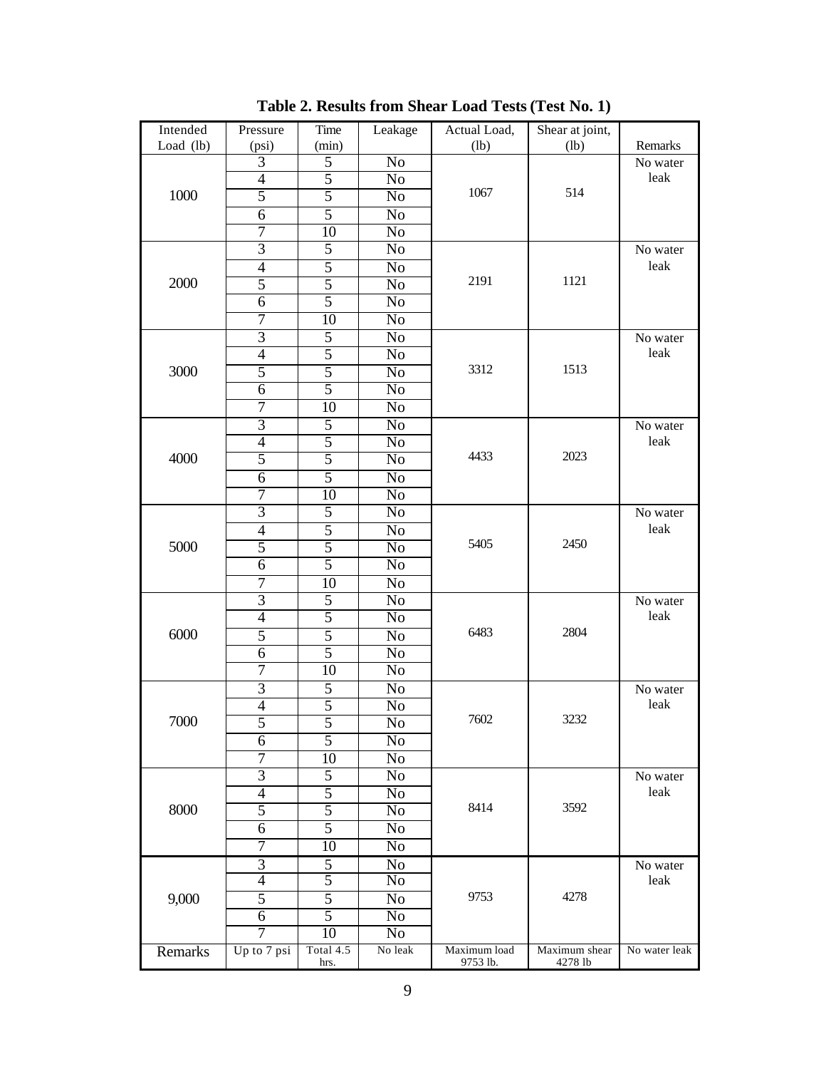**Table 2. Results from Shear Load Tests (Test No. 1)**

| Intended Load (lb) | Pressure (psi) | Time (min) | Leakage | Actual Load, (lb) | Shear at joint, (lb) | Remarks |
|---|---|---|---|---|---|---|
| 1000 | 3 | 5 | No | 1067 | 514 | No water leak |
| | 4 | 5 | No | | | |
| | 5 | 5 | No | | | |
| | 6 | 5 | No | | | |
| | 7 | 10 | No | | | |
| 2000 | 3 | 5 | No | 2191 | 1121 | No water leak |
| | 4 | 5 | No | | | |
| | 5 | 5 | No | | | |
| | 6 | 5 | No | | | |
| | 7 | 10 | No | | | |
| 3000 | 3 | 5 | No | 3312 | 1513 | No water leak |
| | 4 | 5 | No | | | |
| | 5 | 5 | No | | | |
| | 6 | 5 | No | | | |
| | 7 | 10 | No | | | |
| 4000 | 3 | 5 | No | 4433 | 2023 | No water leak |
| | 4 | 5 | No | | | |
| | 5 | 5 | No | | | |
| | 6 | 5 | No | | | |
| | 7 | 10 | No | | | |
| 5000 | 3 | 5 | No | 5405 | 2450 | No water leak |
| | 4 | 5 | No | | | |
| | 5 | 5 | No | | | |
| | 6 | 5 | No | | | |
| | 7 | 10 | No | | | |
| 6000 | 3 | 5 | No | 6483 | 2804 | No water leak |
| | 4 | 5 | No | | | |
| | 5 | 5 | No | | | |
| | 6 | 5 | No | | | |
| | 7 | 10 | No | | | |
| 7000 | 3 | 5 | No | 7602 | 3232 | No water leak |
| | 4 | 5 | No | | | |
| | 5 | 5 | No | | | |
| | 6 | 5 | No | | | |
| | 7 | 10 | No | | | |
| 8000 | 3 | 5 | No | 8414 | 3592 | No water leak |
| | 4 | 5 | No | | | |
| | 5 | 5 | No | | | |
| | 6 | 5 | No | | | |
| | 7 | 10 | No | | | |
| 9,000 | 3 | 5 | No | 9753 | 4278 | No water leak |
| | 4 | 5 | No | | | |
| | 5 | 5 | No | | | |
| | 6 | 5 | No | | | |
| | 7 | 10 | No | | | |
| Remarks | Up to 7 psi | Total 4.5 hrs. | No leak | Maximum load 9753 lb. | Maximum shear 4278 lb | No water leak |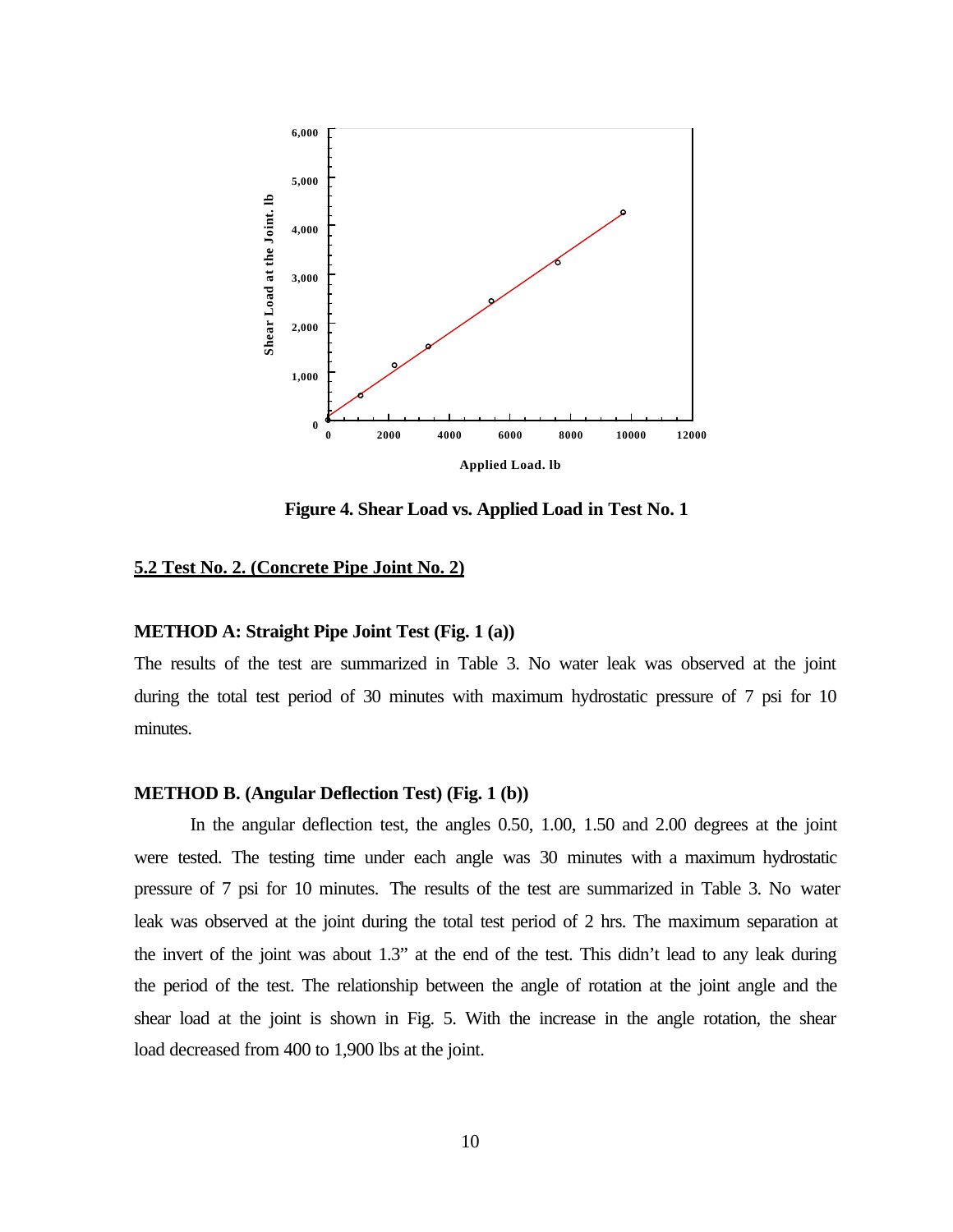Figure 4. Shear Load vs. Applied Load in Test No. 1

## 5.2 Test No. 2. (Concrete Pipe Joint No. 2)

### METHOD A: Straight Pipe Joint Test (Fig. 1 (a))

The results of the test are summarized in Table 3. No water leak was observed at the joint during the total test period of 30 minutes with maximum hydrostatic pressure of 7 psi for 10 minutes.

### METHOD B. (Angular Deflection Test) (Fig. 1 (b))

In the angular deflection test, the angles 0.50, 1.00, 1.50 and 2.00 degrees at the joint were tested. The testing time under each angle was 30 minutes with a maximum hydrostatic pressure of 7 psi for 10 minutes. The results of the test are summarized in Table 3. No water leak was observed at the joint during the total test period of 2 hrs. The maximum separation at the invert of the joint was about 1.3" at the end of the test. This didn't lead to any leak during the period of the test. The relationship between the angle of rotation at the joint angle and the shear load at the joint is shown in Fig. 5. With the increase in the angle rotation, the shear load decreased from 400 to 1,900 lbs at the joint.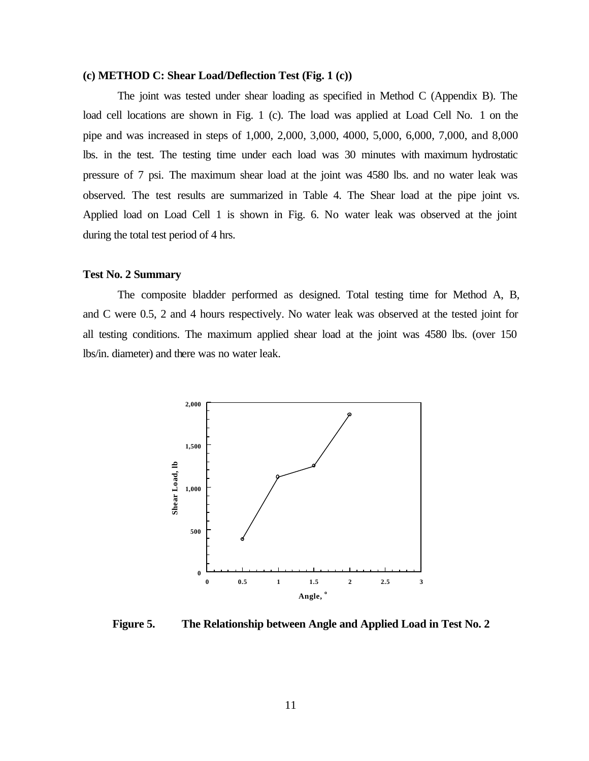**(c) METHOD C: Shear Load/Deflection Test (Fig. 1 (c))**

The joint was tested under shear loading as specified in Method C (Appendix B). The load cell locations are shown in Fig. 1 (c). The load was applied at Load Cell No. 1 on the pipe and was increased in steps of 1,000, 2,000, 3,000, 4000, 5,000, 6,000, 7,000, and 8,000 lbs. in the test. The testing time under each load was 30 minutes with maximum hydrostatic pressure of 7 psi. The maximum shear load at the joint was 4580 lbs. and no water leak was observed. The test results are summarized in Table 4. The Shear load at the pipe joint vs. Applied load on Load Cell 1 is shown in Fig. 6. No water leak was observed at the joint during the total test period of 4 hrs.

**Test No. 2 Summary**

The composite bladder performed as designed. Total testing time for Method A, B, and C were 0.5, 2 and 4 hours respectively. No water leak was observed at the tested joint for all testing conditions. The maximum applied shear load at the joint was 4580 lbs. (over 150 lbs/in. diameter) and there was no water leak.

**Figure 5. The Relationship between Angle and Applied Load in Test No. 2**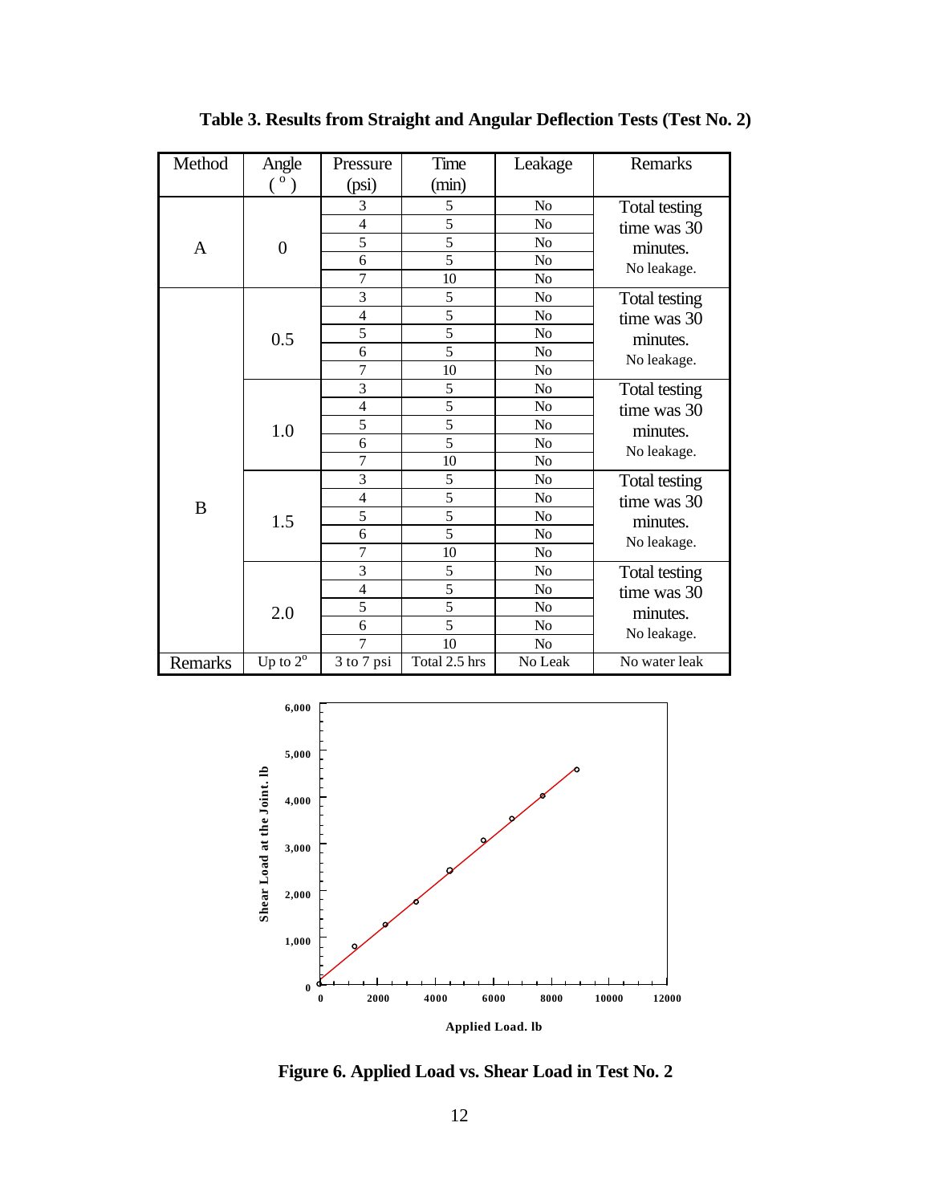**Table 3. Results from Straight and Angular Deflection Tests (Test No. 2)**

| Method | Angle (°) | Pressure (psi) | Time (min) | Leakage | Remarks |
|---|---|---|---|---|---|
| A | 0 | 3 | 5 | No | Total testing time was 30 minutes. No leakage. |
| | | 4 | 5 | No | |
| | | 5 | 5 | No | |
| | | 6 | 5 | No | |
| | | 7 | 10 | No | |
| B | 0.5 | 3 | 5 | No | Total testing time was 30 minutes. No leakage. |
| | | 4 | 5 | No | |
| | | 5 | 5 | No | |
| | | 6 | 5 | No | |
| | | 7 | 10 | No | |
| | 1.0 | 3 | 5 | No | Total testing time was 30 minutes. No leakage. |
| | | 4 | 5 | No | |
| | | 5 | 5 | No | |
| | | 6 | 5 | No | |
| | | 7 | 10 | No | |
| | 1.5 | 3 | 5 | No | Total testing time was 30 minutes. No leakage. |
| | | 4 | 5 | No | |
| | | 5 | 5 | No | |
| | | 6 | 5 | No | |
| | | 7 | 10 | No | |
| | 2.0 | 3 | 5 | No | Total testing time was 30 minutes. No leakage. |
| | | 4 | 5 | No | |
| | | 5 | 5 | No | |
| | | 6 | 5 | No | |
| | | 7 | 10 | No | |
| Remarks | Up to 2° | 3 to 7 psi | Total 2.5 hrs | No Leak | No water leak |

**Figure 6. Applied Load vs. Shear Load in Test No. 2**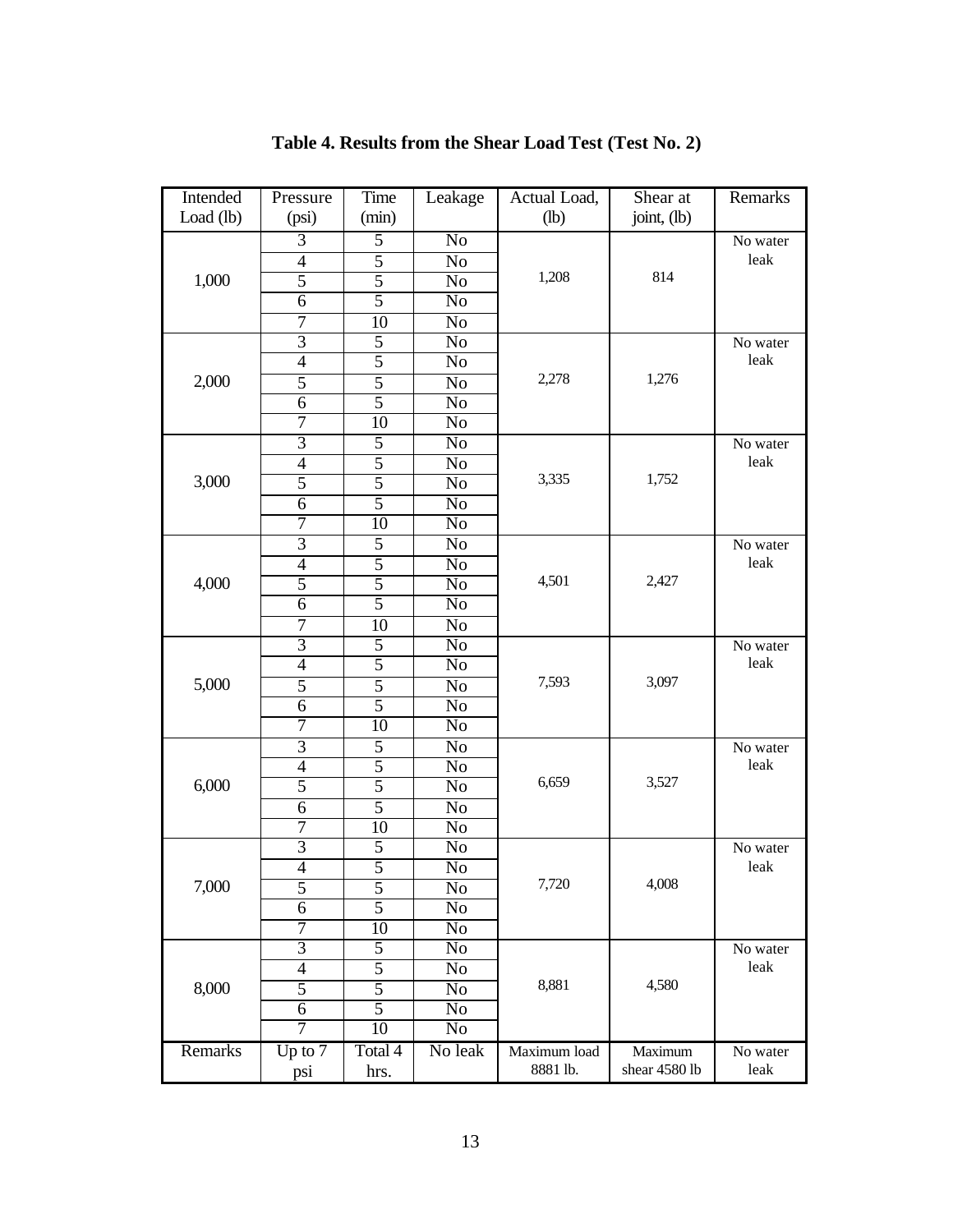**Table 4. Results from the Shear Load Test (Test No. 2)**

| Intended Load (lb) | Pressure (psi) | Time (min) | Leakage | Actual Load, (lb) | Shear at joint, (lb) | Remarks |
|---|---|---|---|---|---|---|
| 1,000 | 3 | 5 | No | 1,208 | 814 | No water leak |
| | 4 | 5 | No | | | |
| | 5 | 5 | No | | | |
| | 6 | 5 | No | | | |
| | 7 | 10 | No | | | |
| 2,000 | 3 | 5 | No | 2,278 | 1,276 | No water leak |
| | 4 | 5 | No | | | |
| | 5 | 5 | No | | | |
| | 6 | 5 | No | | | |
| | 7 | 10 | No | | | |
| 3,000 | 3 | 5 | No | 3,335 | 1,752 | No water leak |
| | 4 | 5 | No | | | |
| | 5 | 5 | No | | | |
| | 6 | 5 | No | | | |
| | 7 | 10 | No | | | |
| 4,000 | 3 | 5 | No | 4,501 | 2,427 | No water leak |
| | 4 | 5 | No | | | |
| | 5 | 5 | No | | | |
| | 6 | 5 | No | | | |
| | 7 | 10 | No | | | |
| 5,000 | 3 | 5 | No | 7,593 | 3,097 | No water leak |
| | 4 | 5 | No | | | |
| | 5 | 5 | No | | | |
| | 6 | 5 | No | | | |
| | 7 | 10 | No | | | |
| 6,000 | 3 | 5 | No | 6,659 | 3,527 | No water leak |
| | 4 | 5 | No | | | |
| | 5 | 5 | No | | | |
| | 6 | 5 | No | | | |
| | 7 | 10 | No | | | |
| 7,000 | 3 | 5 | No | 7,720 | 4,008 | No water leak |
| | 4 | 5 | No | | | |
| | 5 | 5 | No | | | |
| | 6 | 5 | No | | | |
| | 7 | 10 | No | | | |
| 8,000 | 3 | 5 | No | 8,881 | 4,580 | No water leak |
| | 4 | 5 | No | | | |
| | 5 | 5 | No | | | |
| | 6 | 5 | No | | | |
| | 7 | 10 | No | | | |
| Remarks | Up to 7 psi | Total 4 hrs. | No leak | Maximum load 8881 lb. | Maximum shear 4580 lb | No water leak |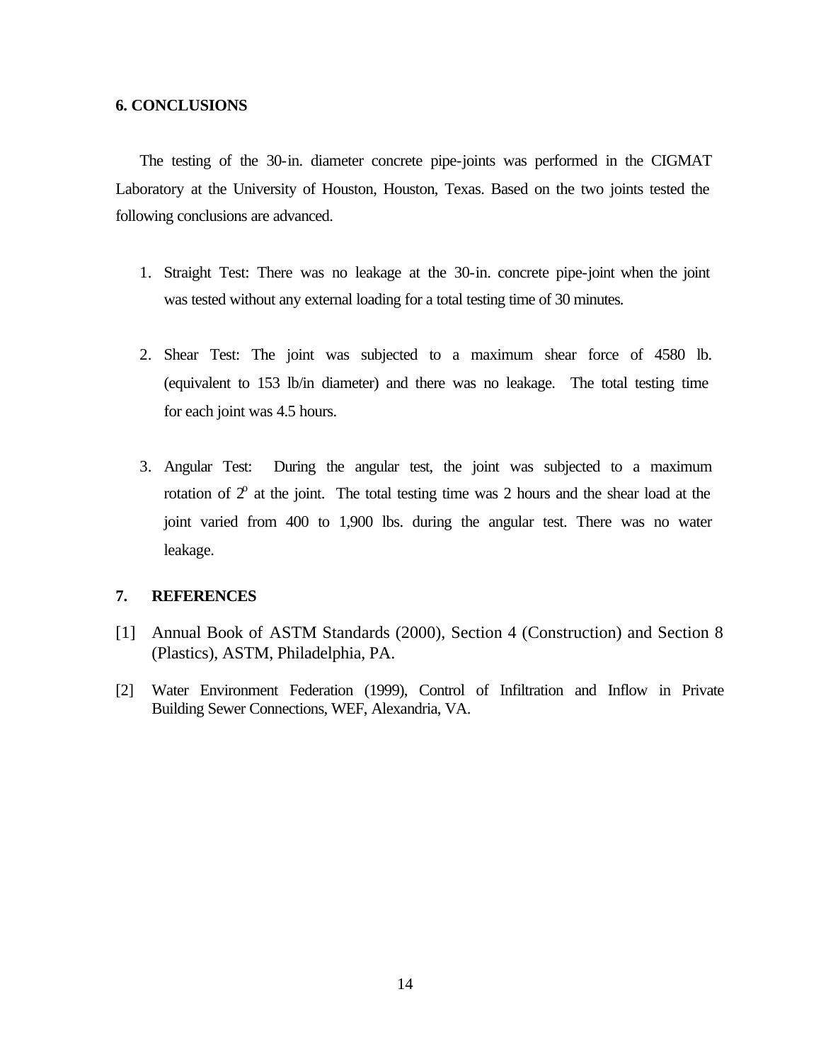## 6. CONCLUSIONS

The testing of the 30-in. diameter concrete pipe-joints was performed in the CIGMAT Laboratory at the University of Houston, Houston, Texas. Based on the two joints tested the following conclusions are advanced.

1. Straight Test: There was no leakage at the 30-in. concrete pipe-joint when the joint was tested without any external loading for a total testing time of 30 minutes.

2. Shear Test: The joint was subjected to a maximum shear force of 4580 lb. (equivalent to 153 lb/in diameter) and there was no leakage. The total testing time for each joint was 4.5 hours.

3. Angular Test: During the angular test, the joint was subjected to a maximum rotation of $2^o$ at the joint. The total testing time was 2 hours and the shear load at the joint varied from 400 to 1,900 lbs. during the angular test. There was no water leakage.

## 7. REFERENCES

[1] Annual Book of ASTM Standards (2000), Section 4 (Construction) and Section 8 (Plastics), ASTM, Philadelphia, PA.

[2] Water Environment Federation (1999), Control of Infiltration and Inflow in Private Building Sewer Connections, WEF, Alexandria, VA.